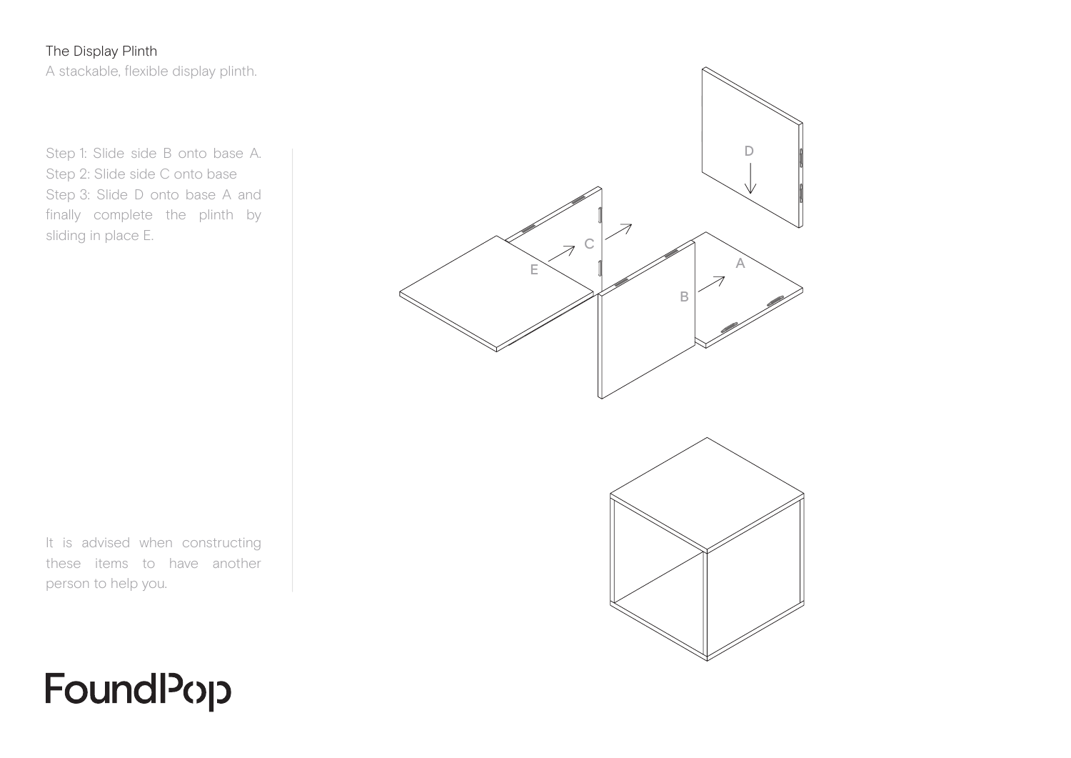# The Display Plinth

A stackable, flexible display plinth.

Step 1: Slide side B onto base A.
Step 2: Slide side C onto base
Step 3: Slide D onto base A and finally complete the plinth by sliding in place E.

It is advised when constructing these items to have another person to help you.

FoundPop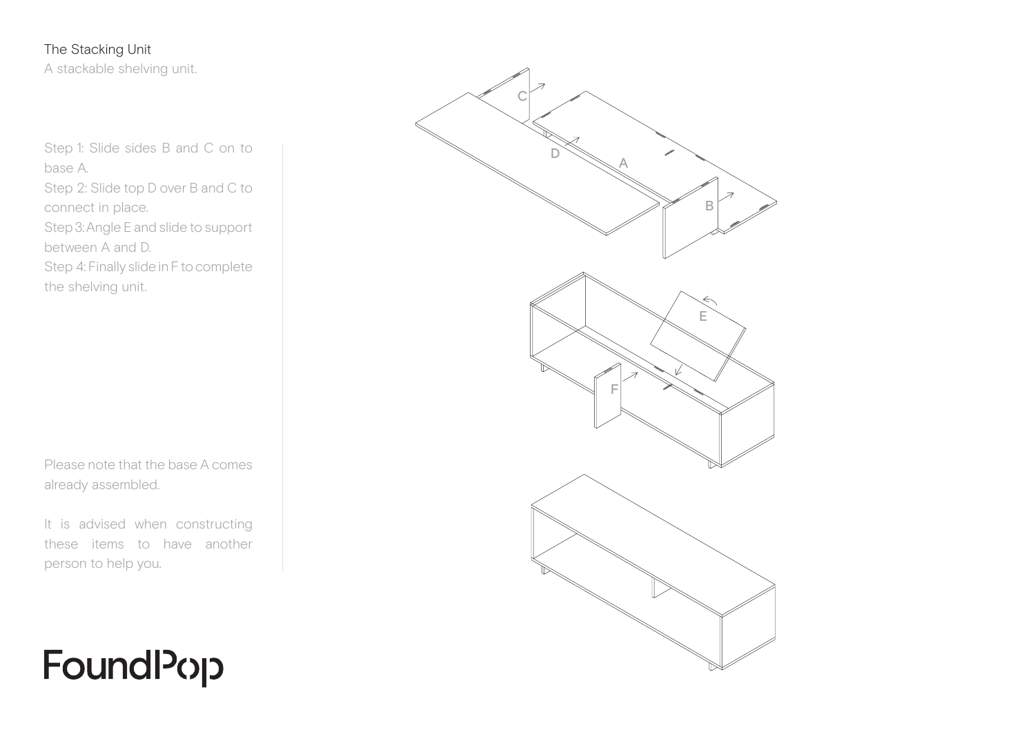# The Stacking Unit

A stackable shelving unit.

Step 1: Slide sides B and C on to base A.
Step 2: Slide top D over B and C to connect in place.
Step 3: Angle E and slide to support between A and D.
Step 4: Finally slide in F to complete the shelving unit.

Please note that the base A comes already assembled.

It is advised when constructing these items to have another person to help you.

FoundPop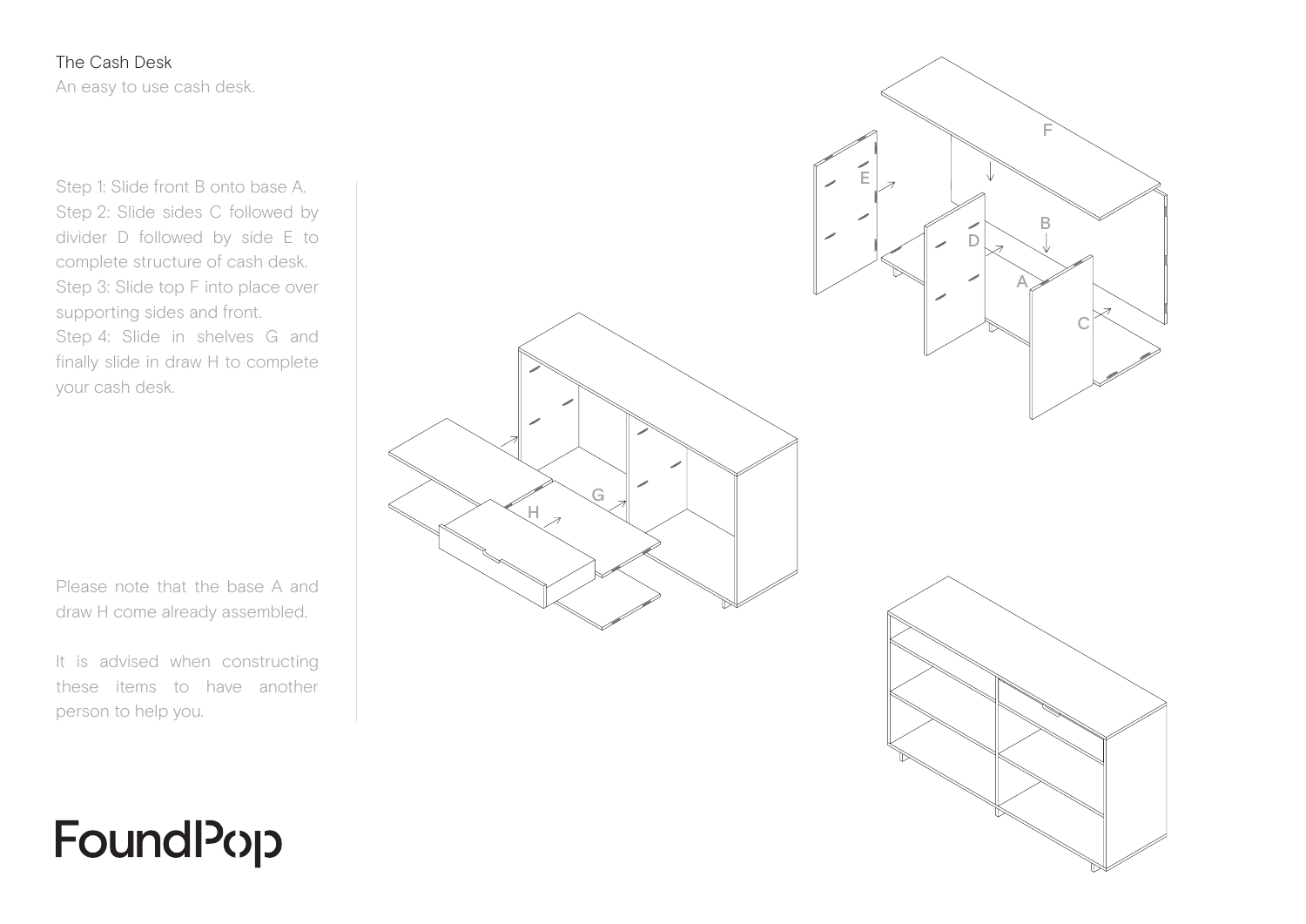# The Cash Desk

An easy to use cash desk.

Step 1: Slide front B onto base A.
Step 2: Slide sides C followed by divider D followed by side E to complete structure of cash desk.
Step 3: Slide top F into place over supporting sides and front.
Step 4: Slide in shelves G and finally slide in draw H to complete your cash desk.

Please note that the base A and draw H come already assembled.

It is advised when constructing these items to have another person to help you.

FoundPop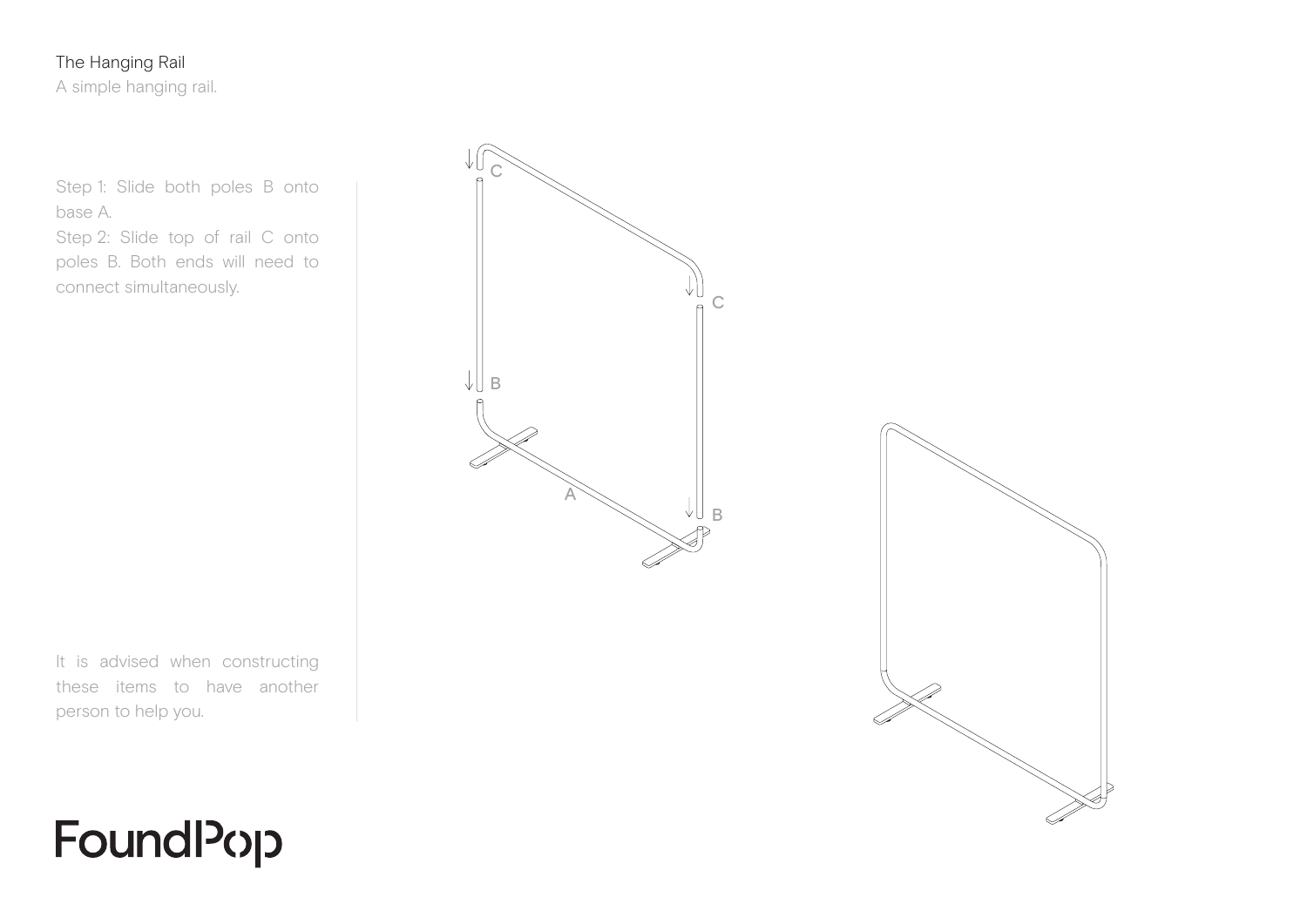# The Hanging Rail

A simple hanging rail.

Step 1: Slide both poles B onto base A.

Step 2: Slide top of rail C onto poles B. Both ends will need to connect simultaneously.

It is advised when constructing these items to have another person to help you.

FoundPop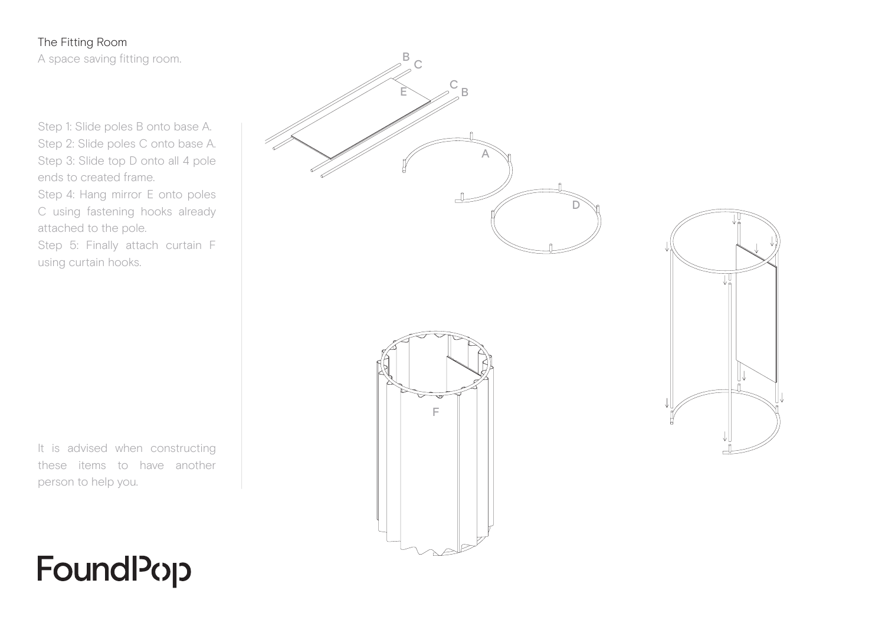The Fitting Room

A space saving fitting room.

Step 1: Slide poles B onto base A.
Step 2: Slide poles C onto base A.
Step 3: Slide top D onto all 4 pole ends to created frame.
Step 4: Hang mirror E onto poles C using fastening hooks already attached to the pole.
Step 5: Finally attach curtain F using curtain hooks.

It is advised when constructing these items to have another person to help you.

B
C
E
C
B
A
D
F

FoundPop